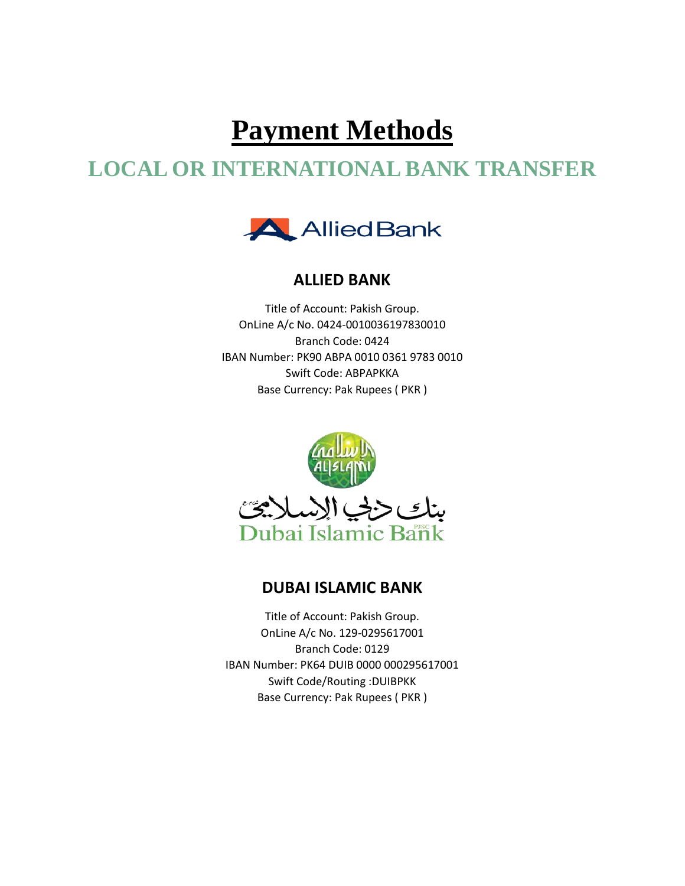# Payment Methods

## LOCAL OR INTERNATIONAL BANK TRANSFER

### ALLIED BANK

Title of Account: Pakish Group.
OnLine A/c No. 0424-0010036197830010
Branch Code: 0424
IBAN Number: PK90 ABPA 0010 0361 9783 0010
Swift Code: ABPAPKKA
Base Currency: Pak Rupees ( PKR )

### DUBAI ISLAMIC BANK

Title of Account: Pakish Group.
OnLine A/c No. 129-0295617001
Branch Code: 0129
IBAN Number: PK64 DUIB 0000 000295617001
Swift Code/Routing :DUIBPKK
Base Currency: Pak Rupees ( PKR )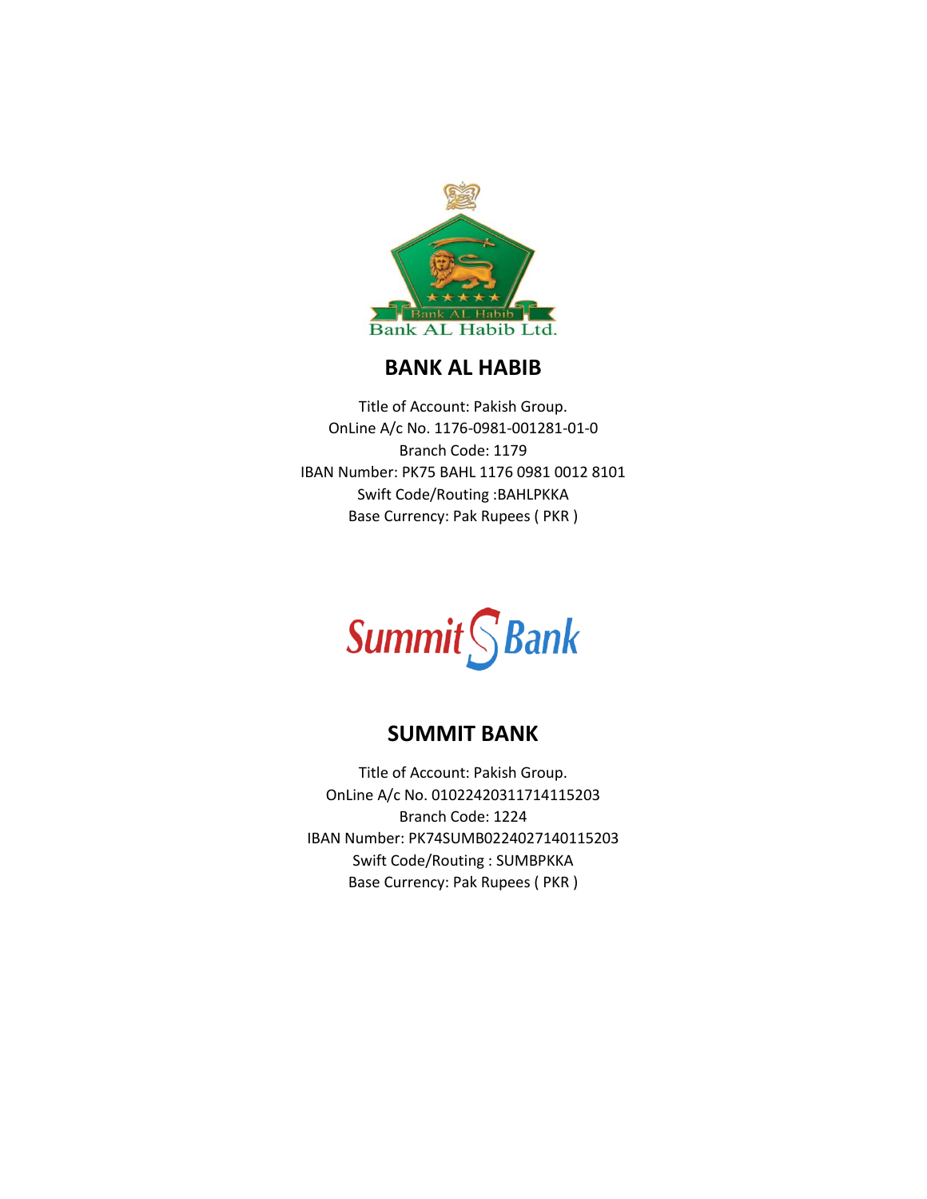## BANK AL HABIB

Title of Account: Pakish Group.
OnLine A/c No. 1176-0981-001281-01-0
Branch Code: 1179
IBAN Number: PK75 BAHL 1176 0981 0012 8101
Swift Code/Routing :BAHLPKKA
Base Currency: Pak Rupees ( PKR )

## SUMMIT BANK

Title of Account: Pakish Group.
OnLine A/c No. 01022420311714115203
Branch Code: 1224
IBAN Number: PK74SUMB0224027140115203
Swift Code/Routing : SUMBPKKA
Base Currency: Pak Rupees ( PKR )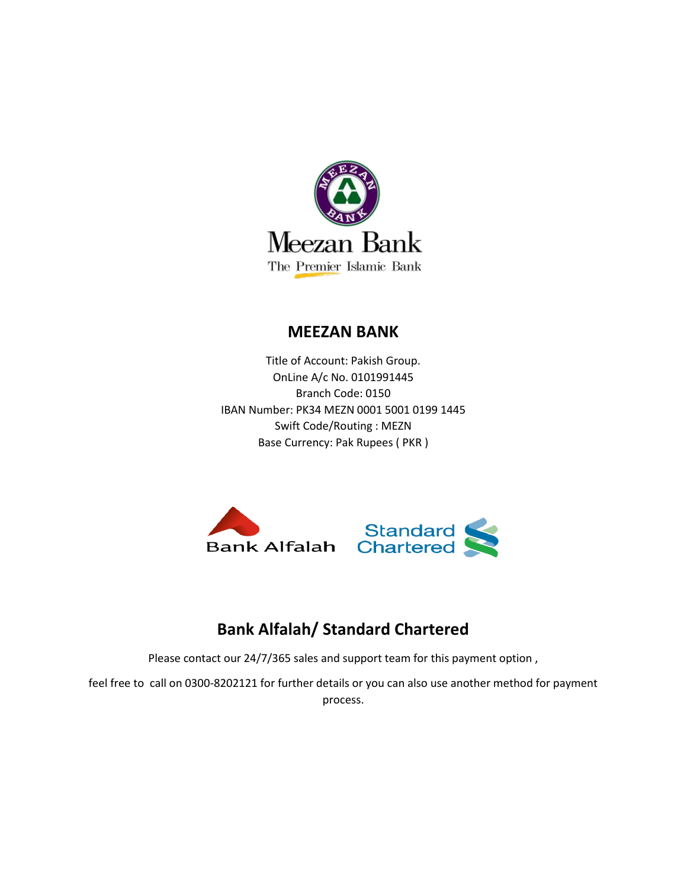## MEEZAN BANK

Title of Account: Pakish Group.
OnLine A/c No. 0101991445
Branch Code: 0150
IBAN Number: PK34 MEZN 0001 5001 0199 1445
Swift Code/Routing : MEZN
Base Currency: Pak Rupees ( PKR )

## Bank Alfalah/ Standard Chartered

Please contact our 24/7/365 sales and support team for this payment option ,

feel free to call on 0300-8202121 for further details or you can also use another method for payment process.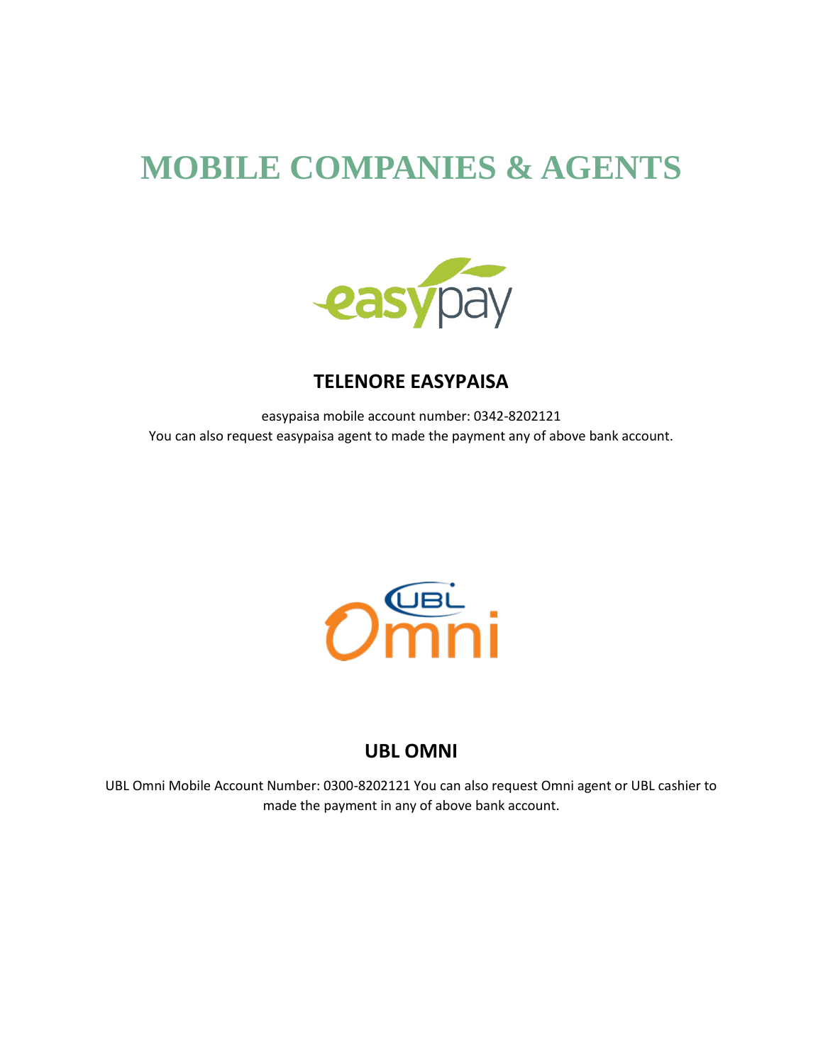# MOBILE COMPANIES & AGENTS

## TELENORE EASYPAISA

easypaisa mobile account number: 0342-8202121
You can also request easypaisa agent to made the payment any of above bank account.

## UBL OMNI

UBL Omni Mobile Account Number: 0300-8202121 You can also request Omni agent or UBL cashier to made the payment in any of above bank account.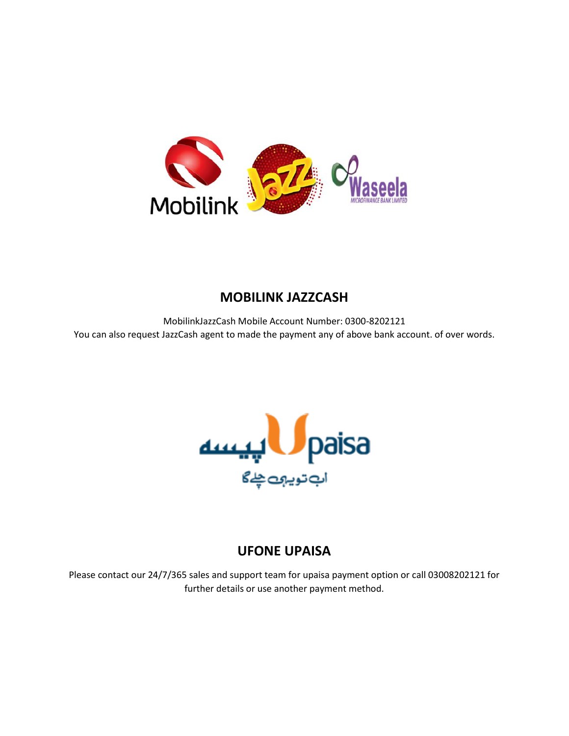## MOBILINK JAZZCASH

MobilinkJazzCash Mobile Account Number: 0300-8202121
You can also request JazzCash agent to made the payment any of above bank account. of over words.

## UFONE UPAISA

Please contact our 24/7/365 sales and support team for upaisa payment option or call 03008202121 for further details or use another payment method.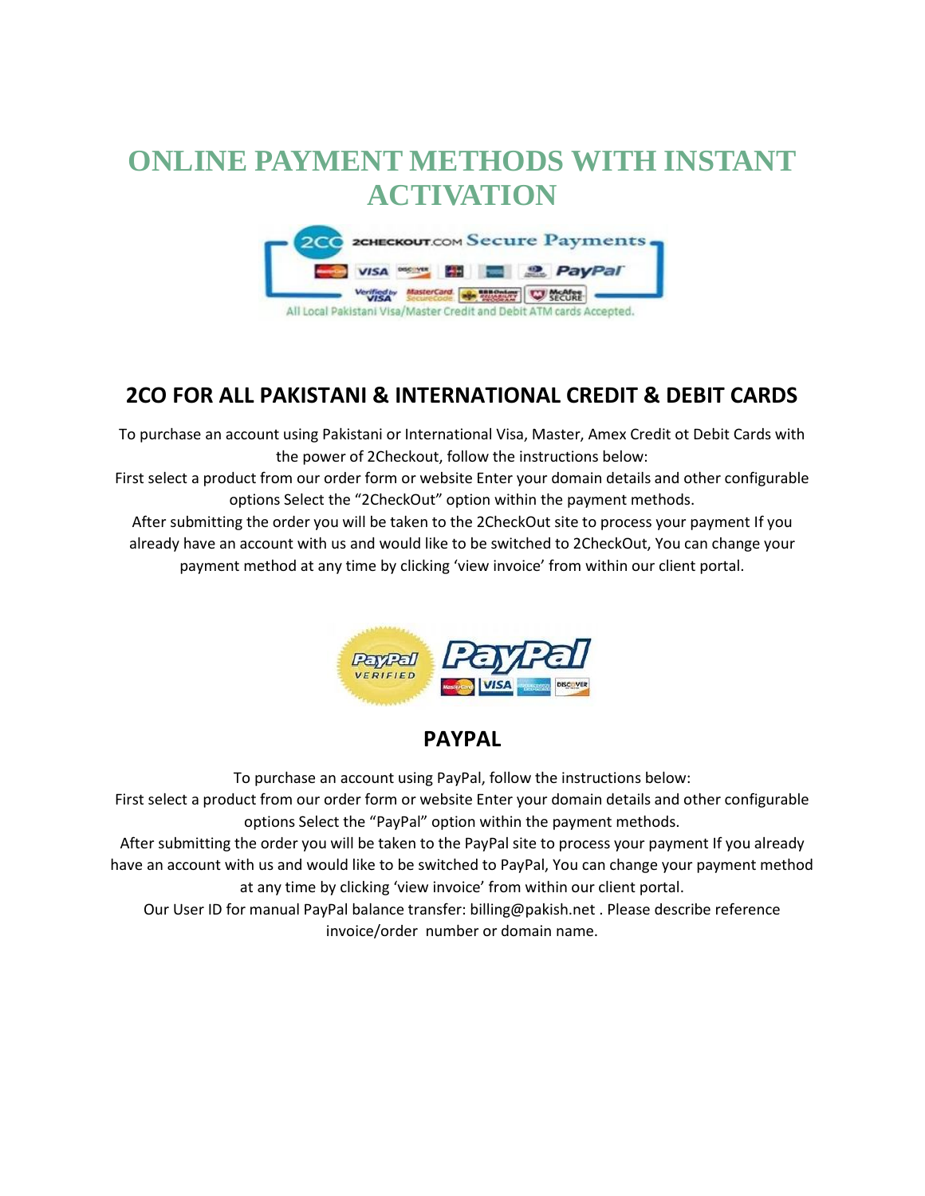# ONLINE PAYMENT METHODS WITH INSTANT ACTIVATION

## 2CO FOR ALL PAKISTANI & INTERNATIONAL CREDIT & DEBIT CARDS

To purchase an account using Pakistani or International Visa, Master, Amex Credit ot Debit Cards with the power of 2Checkout, follow the instructions below:
First select a product from our order form or website Enter your domain details and other configurable options Select the "2CheckOut" option within the payment methods.
After submitting the order you will be taken to the 2CheckOut site to process your payment If you already have an account with us and would like to be switched to 2CheckOut, You can change your payment method at any time by clicking 'view invoice' from within our client portal.

## PAYPAL

To purchase an account using PayPal, follow the instructions below:
First select a product from our order form or website Enter your domain details and other configurable options Select the "PayPal" option within the payment methods.
After submitting the order you will be taken to the PayPal site to process your payment If you already have an account with us and would like to be switched to PayPal, You can change your payment method at any time by clicking 'view invoice' from within our client portal.
Our User ID for manual PayPal balance transfer: billing@pakish.net . Please describe reference invoice/order number or domain name.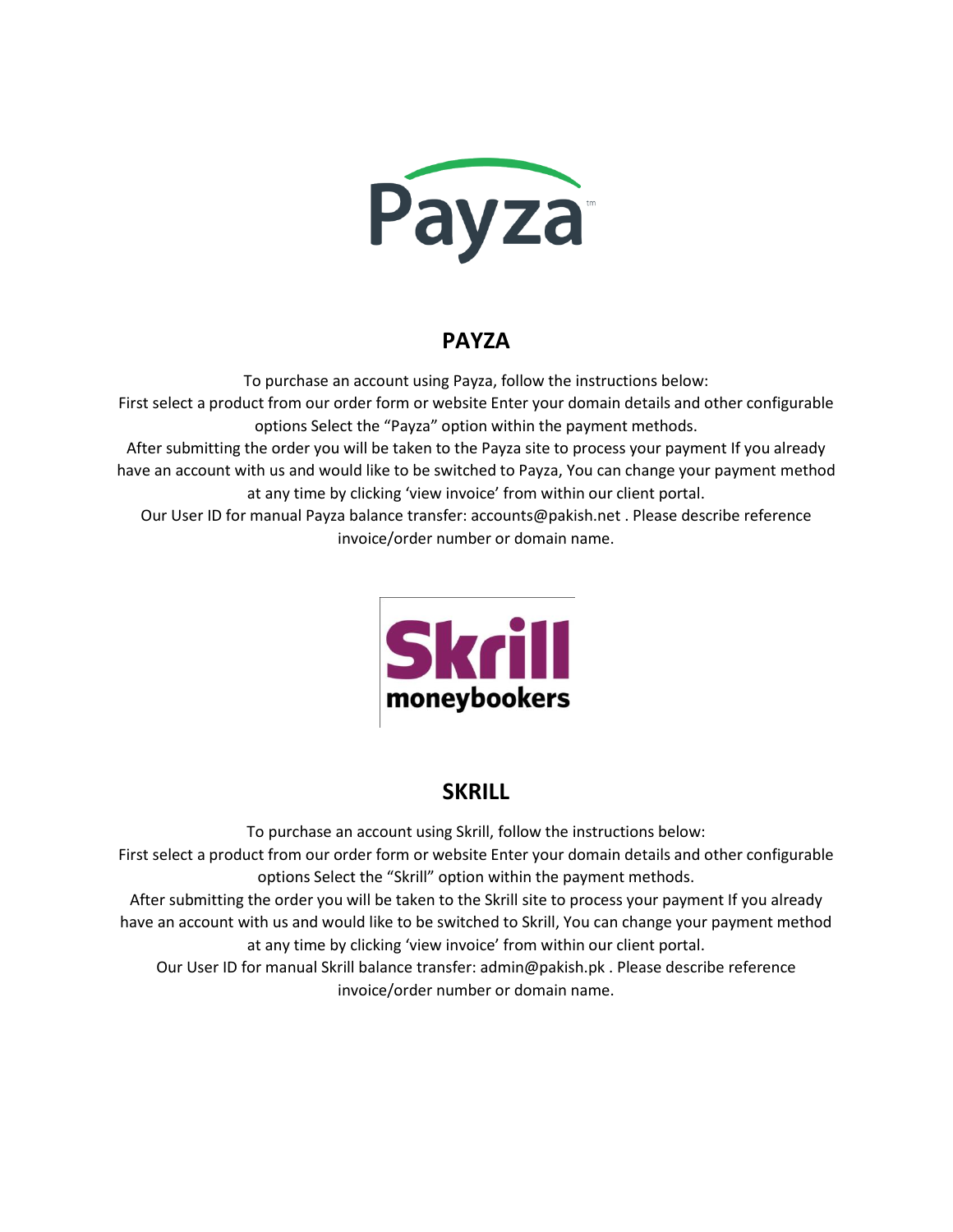## PAYZA

To purchase an account using Payza, follow the instructions below:
First select a product from our order form or website Enter your domain details and other configurable options Select the “Payza” option within the payment methods.
After submitting the order you will be taken to the Payza site to process your payment If you already have an account with us and would like to be switched to Payza, You can change your payment method at any time by clicking ‘view invoice’ from within our client portal.
Our User ID for manual Payza balance transfer: accounts@pakish.net . Please describe reference invoice/order number or domain name.

## SKRILL

To purchase an account using Skrill, follow the instructions below:
First select a product from our order form or website Enter your domain details and other configurable options Select the “Skrill” option within the payment methods.
After submitting the order you will be taken to the Skrill site to process your payment If you already have an account with us and would like to be switched to Skrill, You can change your payment method at any time by clicking ‘view invoice’ from within our client portal.
Our User ID for manual Skrill balance transfer: admin@pakish.pk . Please describe reference invoice/order number or domain name.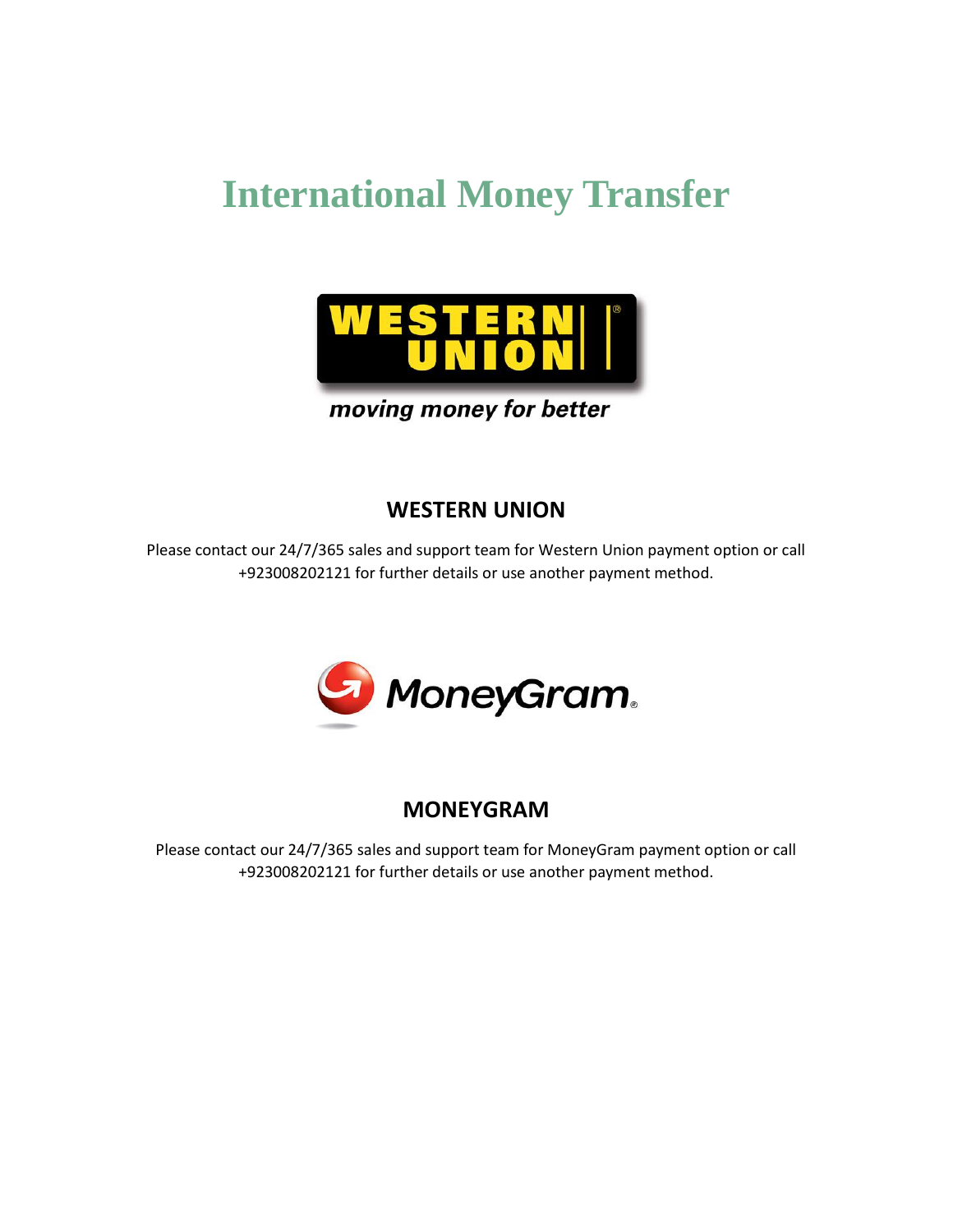# International Money Transfer

## WESTERN UNION

Please contact our 24/7/365 sales and support team for Western Union payment option or call +923008202121 for further details or use another payment method.

## MONEYGRAM

Please contact our 24/7/365 sales and support team for MoneyGram payment option or call +923008202121 for further details or use another payment method.